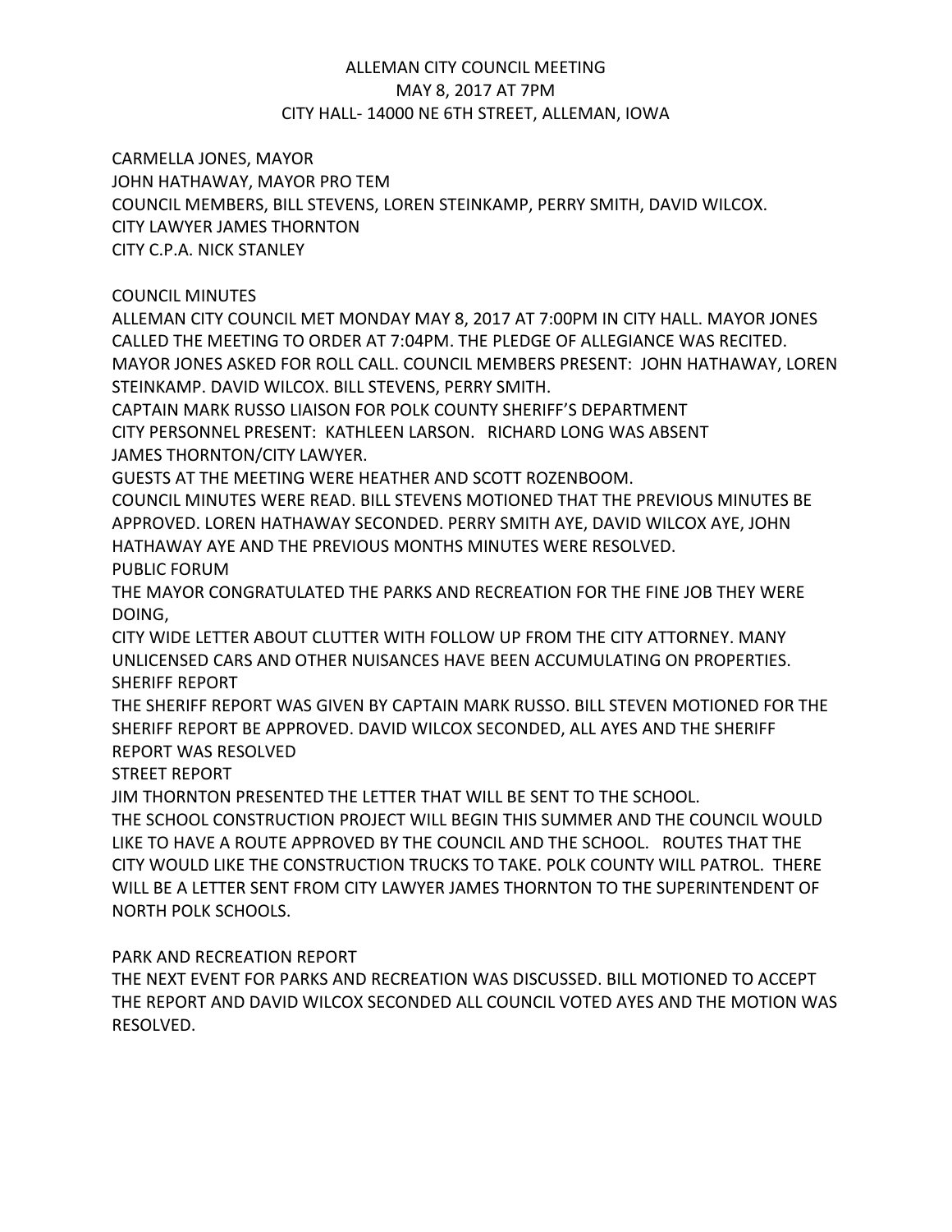# ALLEMAN CITY COUNCIL MEETING
## MAY 8, 2017 AT 7PM
## CITY HALL- 14000 NE 6TH STREET, ALLEMAN, IOWA

CARMELLA JONES, MAYOR
JOHN HATHAWAY, MAYOR PRO TEM
COUNCIL MEMBERS, BILL STEVENS, LOREN STEINKAMP, PERRY SMITH, DAVID WILCOX.
CITY LAWYER JAMES THORNTON
CITY C.P.A. NICK STANLEY

COUNCIL MINUTES
ALLEMAN CITY COUNCIL MET MONDAY MAY 8, 2017 AT 7:00PM IN CITY HALL. MAYOR JONES CALLED THE MEETING TO ORDER AT 7:04PM. THE PLEDGE OF ALLEGIANCE WAS RECITED. MAYOR JONES ASKED FOR ROLL CALL. COUNCIL MEMBERS PRESENT: JOHN HATHAWAY, LOREN STEINKAMP. DAVID WILCOX. BILL STEVENS, PERRY SMITH.
CAPTAIN MARK RUSSO LIAISON FOR POLK COUNTY SHERIFF'S DEPARTMENT
CITY PERSONNEL PRESENT: KATHLEEN LARSON. RICHARD LONG WAS ABSENT
JAMES THORNTON/CITY LAWYER.
GUESTS AT THE MEETING WERE HEATHER AND SCOTT ROZENBOOM.
COUNCIL MINUTES WERE READ. BILL STEVENS MOTIONED THAT THE PREVIOUS MINUTES BE APPROVED. LOREN HATHAWAY SECONDED. PERRY SMITH AYE, DAVID WILCOX AYE, JOHN HATHAWAY AYE AND THE PREVIOUS MONTHS MINUTES WERE RESOLVED.
PUBLIC FORUM
THE MAYOR CONGRATULATED THE PARKS AND RECREATION FOR THE FINE JOB THEY WERE DOING,
CITY WIDE LETTER ABOUT CLUTTER WITH FOLLOW UP FROM THE CITY ATTORNEY. MANY UNLICENSED CARS AND OTHER NUISANCES HAVE BEEN ACCUMULATING ON PROPERTIES.
SHERIFF REPORT
THE SHERIFF REPORT WAS GIVEN BY CAPTAIN MARK RUSSO. BILL STEVEN MOTIONED FOR THE SHERIFF REPORT BE APPROVED. DAVID WILCOX SECONDED, ALL AYES AND THE SHERIFF REPORT WAS RESOLVED
STREET REPORT
JIM THORNTON PRESENTED THE LETTER THAT WILL BE SENT TO THE SCHOOL.
THE SCHOOL CONSTRUCTION PROJECT WILL BEGIN THIS SUMMER AND THE COUNCIL WOULD LIKE TO HAVE A ROUTE APPROVED BY THE COUNCIL AND THE SCHOOL. ROUTES THAT THE CITY WOULD LIKE THE CONSTRUCTION TRUCKS TO TAKE. POLK COUNTY WILL PATROL. THERE WILL BE A LETTER SENT FROM CITY LAWYER JAMES THORNTON TO THE SUPERINTENDENT OF NORTH POLK SCHOOLS.

PARK AND RECREATION REPORT
THE NEXT EVENT FOR PARKS AND RECREATION WAS DISCUSSED. BILL MOTIONED TO ACCEPT THE REPORT AND DAVID WILCOX SECONDED ALL COUNCIL VOTED AYES AND THE MOTION WAS RESOLVED.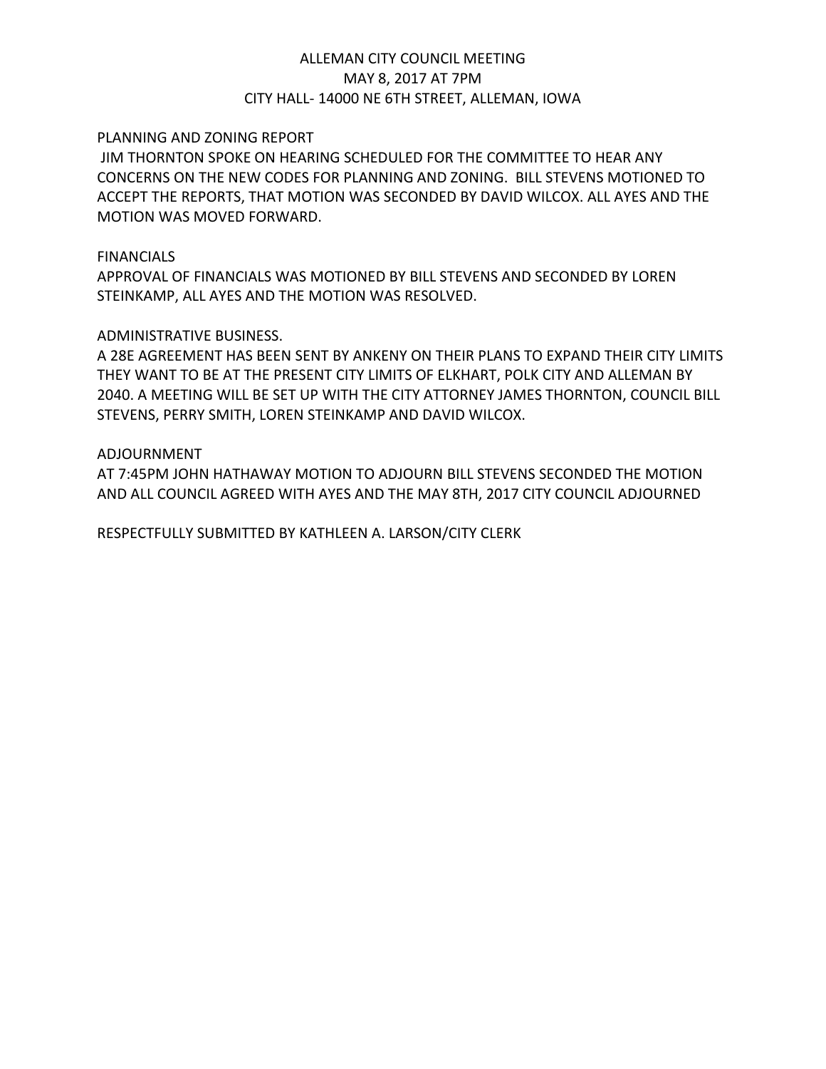ALLEMAN CITY COUNCIL MEETING
MAY 8, 2017 AT 7PM
CITY HALL- 14000 NE 6TH STREET, ALLEMAN, IOWA

PLANNING AND ZONING REPORT

JIM THORNTON SPOKE ON HEARING SCHEDULED FOR THE COMMITTEE TO HEAR ANY CONCERNS ON THE NEW CODES FOR PLANNING AND ZONING. BILL STEVENS MOTIONED TO ACCEPT THE REPORTS, THAT MOTION WAS SECONDED BY DAVID WILCOX. ALL AYES AND THE MOTION WAS MOVED FORWARD.

FINANCIALS

APPROVAL OF FINANCIALS WAS MOTIONED BY BILL STEVENS AND SECONDED BY LOREN STEINKAMP, ALL AYES AND THE MOTION WAS RESOLVED.

ADMINISTRATIVE BUSINESS.

A 28E AGREEMENT HAS BEEN SENT BY ANKENY ON THEIR PLANS TO EXPAND THEIR CITY LIMITS THEY WANT TO BE AT THE PRESENT CITY LIMITS OF ELKHART, POLK CITY AND ALLEMAN BY 2040. A MEETING WILL BE SET UP WITH THE CITY ATTORNEY JAMES THORNTON, COUNCIL BILL STEVENS, PERRY SMITH, LOREN STEINKAMP AND DAVID WILCOX.

ADJOURNMENT

AT 7:45PM JOHN HATHAWAY MOTION TO ADJOURN BILL STEVENS SECONDED THE MOTION AND ALL COUNCIL AGREED WITH AYES AND THE MAY 8TH, 2017 CITY COUNCIL ADJOURNED

RESPECTFULLY SUBMITTED BY KATHLEEN A. LARSON/CITY CLERK